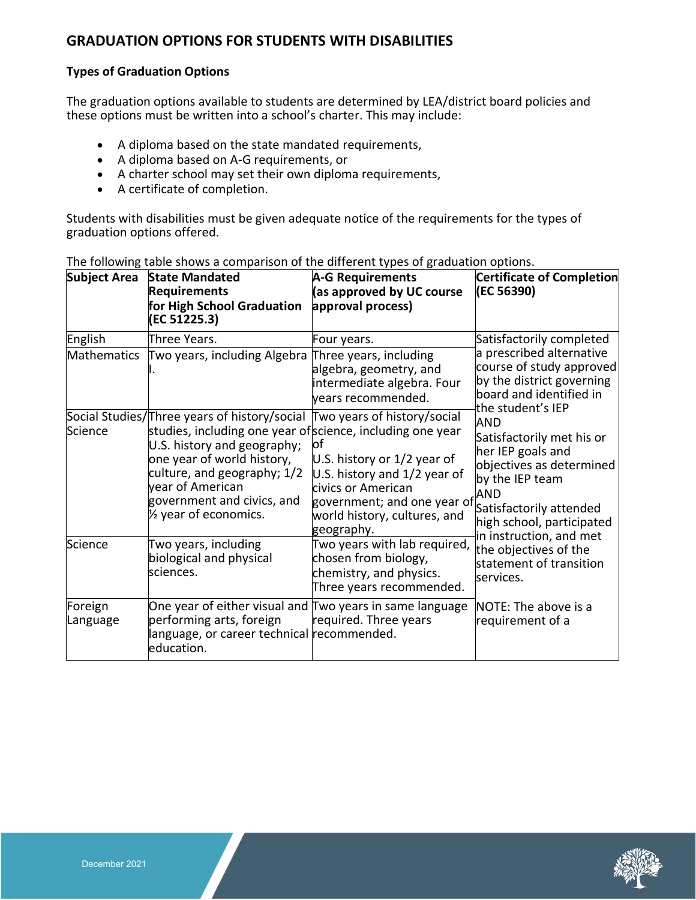## GRADUATION OPTIONS FOR STUDENTS WITH DISABILITIES

### Types of Graduation Options

The graduation options available to students are determined by LEA/district board policies and these options must be written into a school's charter. This may include:

- A diploma based on the state mandated requirements,
- A diploma based on A-G requirements, or
- A charter school may set their own diploma requirements,
- A certificate of completion.

Students with disabilities must be given adequate notice of the requirements for the types of graduation options offered.

The following table shows a comparison of the different types of graduation options.

| Subject Area | State Mandated Requirements for High School Graduation (EC 51225.3) | A-G Requirements (as approved by UC course approval process) | Certificate of Completion (EC 56390) |
|---|---|---|---|
| English | Three Years. | Four years. | Satisfactorily completed a prescribed alternative course of study approved by the district governing board and identified in the student's IEP AND Satisfactorily met his or her IEP goals and objectives as determined by the IEP team AND Satisfactorily attended high school, participated in instruction, and met the objectives of the statement of transition services. |
| Mathematics | Two years, including Algebra I. | Three years, including algebra, geometry, and intermediate algebra. Four years recommended. | |
| Social Studies/ Science | Three years of history/social studies, including one year of U.S. history and geography; one year of world history, culture, and geography; 1/2 year of American government and civics, and ½ year of economics. | Two years of history/social science, including one year of U.S. history or 1/2 year of U.S. history and 1/2 year of civics or American government; and one year of world history, cultures, and geography. | |
| Science | Two years, including biological and physical sciences. | Two years with lab required, chosen from biology, chemistry, and physics. Three years recommended. | |
| Foreign Language | One year of either visual and performing arts, foreign language, or career technical education. | Two years in same language required. Three years recommended. | NOTE: The above is a requirement of a |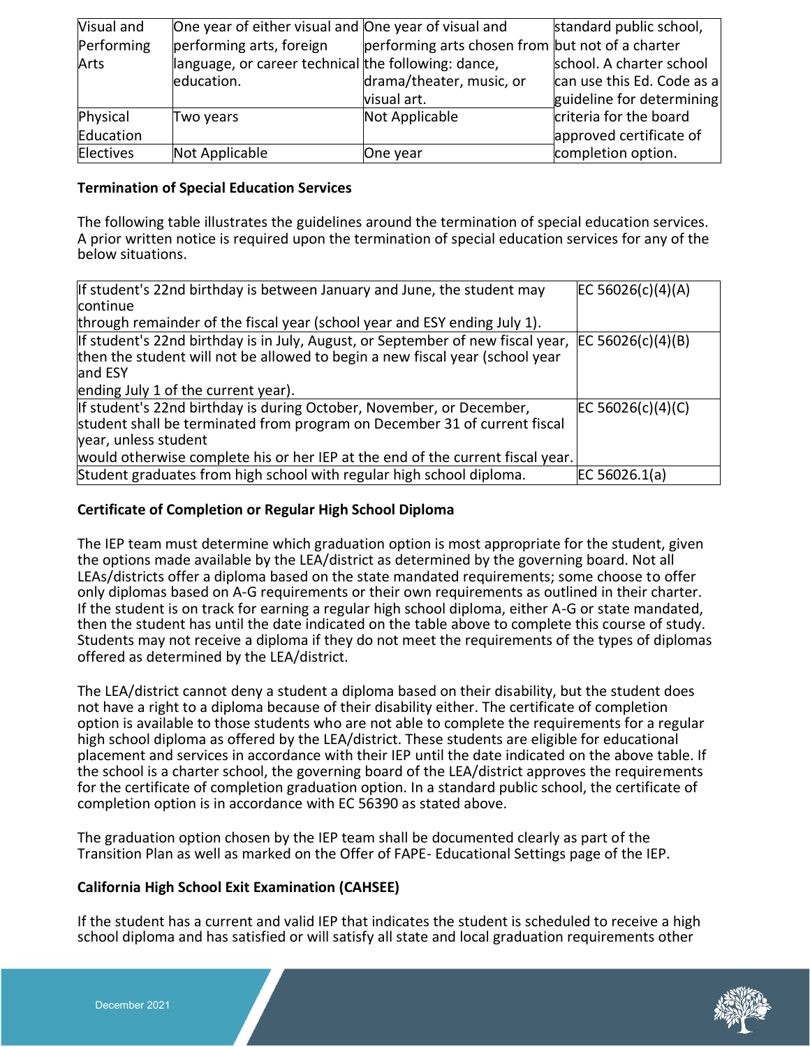| Visual and Performing Arts | One year of either visual and performing arts, foreign language, or career technical education. | One year of visual and performing arts chosen from the following: dance, drama/theater, music, or visual art. | standard public school, but not of a charter school. A charter school can use this Ed. Code as a guideline for determining criteria for the board approved certificate of completion option. |
|---|---|---|---|
| Physical Education | Two years | Not Applicable | |
| Electives | Not Applicable | One year | |

**Termination of Special Education Services**

The following table illustrates the guidelines around the termination of special education services. A prior written notice is required upon the termination of special education services for any of the below situations.

| | |
|---|---|
| If student's 22nd birthday is between January and June, the student may continue through remainder of the fiscal year (school year and ESY ending July 1). | EC 56026(c)(4)(A) |
| If student's 22nd birthday is in July, August, or September of new fiscal year, then the student will not be allowed to begin a new fiscal year (school year and ESY ending July 1 of the current year). | EC 56026(c)(4)(B) |
| If student's 22nd birthday is during October, November, or December, student shall be terminated from program on December 31 of current fiscal year, unless student would otherwise complete his or her IEP at the end of the current fiscal year. | EC 56026(c)(4)(C) |
| Student graduates from high school with regular high school diploma. | EC 56026.1(a) |

**Certificate of Completion or Regular High School Diploma**

The IEP team must determine which graduation option is most appropriate for the student, given the options made available by the LEA/district as determined by the governing board. Not all LEAs/districts offer a diploma based on the state mandated requirements; some choose to offer only diplomas based on A-G requirements or their own requirements as outlined in their charter. If the student is on track for earning a regular high school diploma, either A-G or state mandated, then the student has until the date indicated on the table above to complete this course of study. Students may not receive a diploma if they do not meet the requirements of the types of diplomas offered as determined by the LEA/district.

The LEA/district cannot deny a student a diploma based on their disability, but the student does not have a right to a diploma because of their disability either. The certificate of completion option is available to those students who are not able to complete the requirements for a regular high school diploma as offered by the LEA/district. These students are eligible for educational placement and services in accordance with their IEP until the date indicated on the above table. If the school is a charter school, the governing board of the LEA/district approves the requirements for the certificate of completion graduation option. In a standard public school, the certificate of completion option is in accordance with EC 56390 as stated above.

The graduation option chosen by the IEP team shall be documented clearly as part of the Transition Plan as well as marked on the Offer of FAPE- Educational Settings page of the IEP.

**California High School Exit Examination (CAHSEE)**

If the student has a current and valid IEP that indicates the student is scheduled to receive a high school diploma and has satisfied or will satisfy all state and local graduation requirements other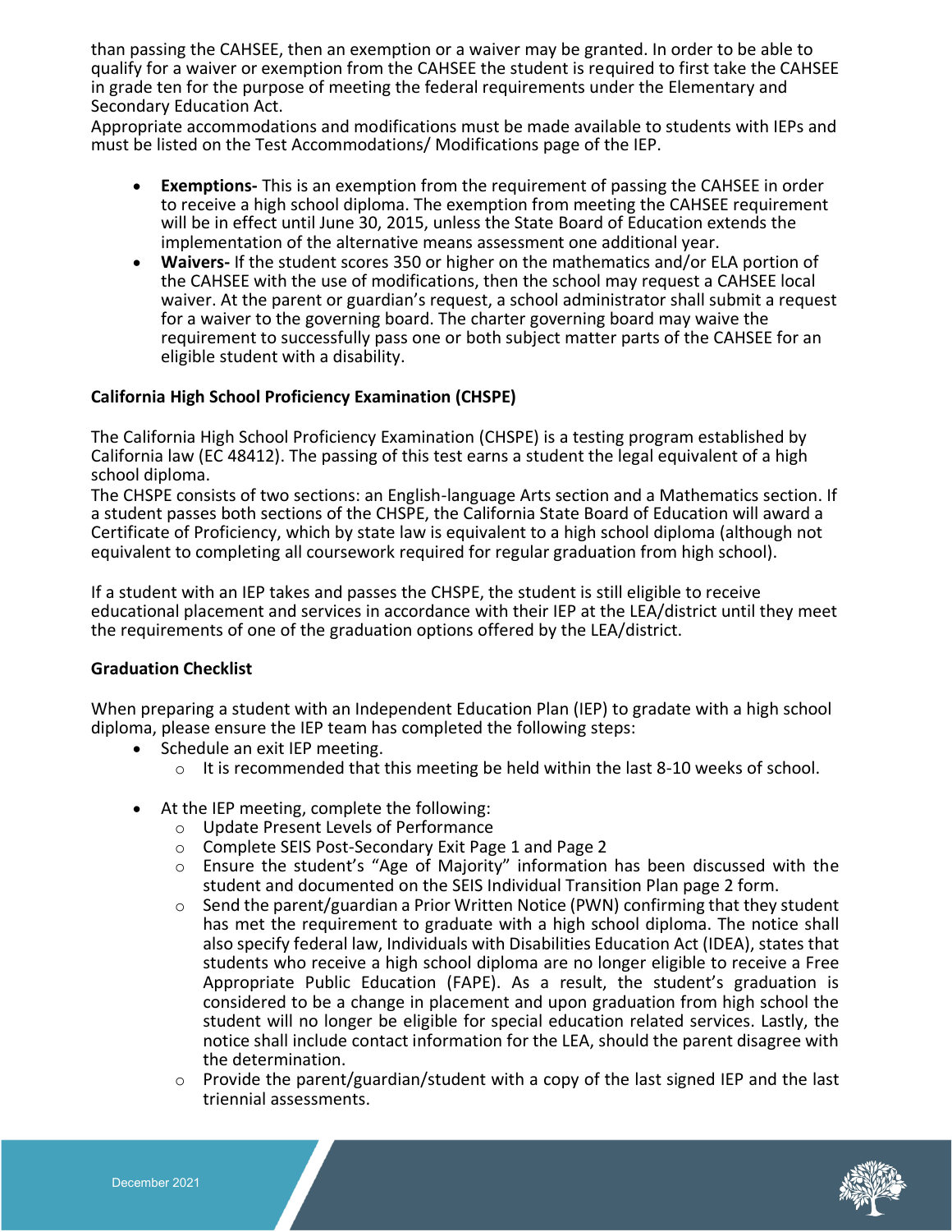than passing the CAHSEE, then an exemption or a waiver may be granted. In order to be able to qualify for a waiver or exemption from the CAHSEE the student is required to first take the CAHSEE in grade ten for the purpose of meeting the federal requirements under the Elementary and Secondary Education Act.

Appropriate accommodations and modifications must be made available to students with IEPs and must be listed on the Test Accommodations/ Modifications page of the IEP.

- **Exemptions-** This is an exemption from the requirement of passing the CAHSEE in order to receive a high school diploma. The exemption from meeting the CAHSEE requirement will be in effect until June 30, 2015, unless the State Board of Education extends the implementation of the alternative means assessment one additional year.
- **Waivers-** If the student scores 350 or higher on the mathematics and/or ELA portion of the CAHSEE with the use of modifications, then the school may request a CAHSEE local waiver. At the parent or guardian's request, a school administrator shall submit a request for a waiver to the governing board. The charter governing board may waive the requirement to successfully pass one or both subject matter parts of the CAHSEE for an eligible student with a disability.

### California High School Proficiency Examination (CHSPE)

The California High School Proficiency Examination (CHSPE) is a testing program established by California law (EC 48412). The passing of this test earns a student the legal equivalent of a high school diploma.

The CHSPE consists of two sections: an English-language Arts section and a Mathematics section. If a student passes both sections of the CHSPE, the California State Board of Education will award a Certificate of Proficiency, which by state law is equivalent to a high school diploma (although not equivalent to completing all coursework required for regular graduation from high school).

If a student with an IEP takes and passes the CHSPE, the student is still eligible to receive educational placement and services in accordance with their IEP at the LEA/district until they meet the requirements of one of the graduation options offered by the LEA/district.

### Graduation Checklist

When preparing a student with an Independent Education Plan (IEP) to gradate with a high school diploma, please ensure the IEP team has completed the following steps:

- Schedule an exit IEP meeting.
  - It is recommended that this meeting be held within the last 8-10 weeks of school.
- At the IEP meeting, complete the following:
  - Update Present Levels of Performance
  - Complete SEIS Post-Secondary Exit Page 1 and Page 2
  - Ensure the student's "Age of Majority" information has been discussed with the student and documented on the SEIS Individual Transition Plan page 2 form.
  - Send the parent/guardian a Prior Written Notice (PWN) confirming that they student has met the requirement to graduate with a high school diploma. The notice shall also specify federal law, Individuals with Disabilities Education Act (IDEA), states that students who receive a high school diploma are no longer eligible to receive a Free Appropriate Public Education (FAPE). As a result, the student's graduation is considered to be a change in placement and upon graduation from high school the student will no longer be eligible for special education related services. Lastly, the notice shall include contact information for the LEA, should the parent disagree with the determination.
  - Provide the parent/guardian/student with a copy of the last signed IEP and the last triennial assessments.